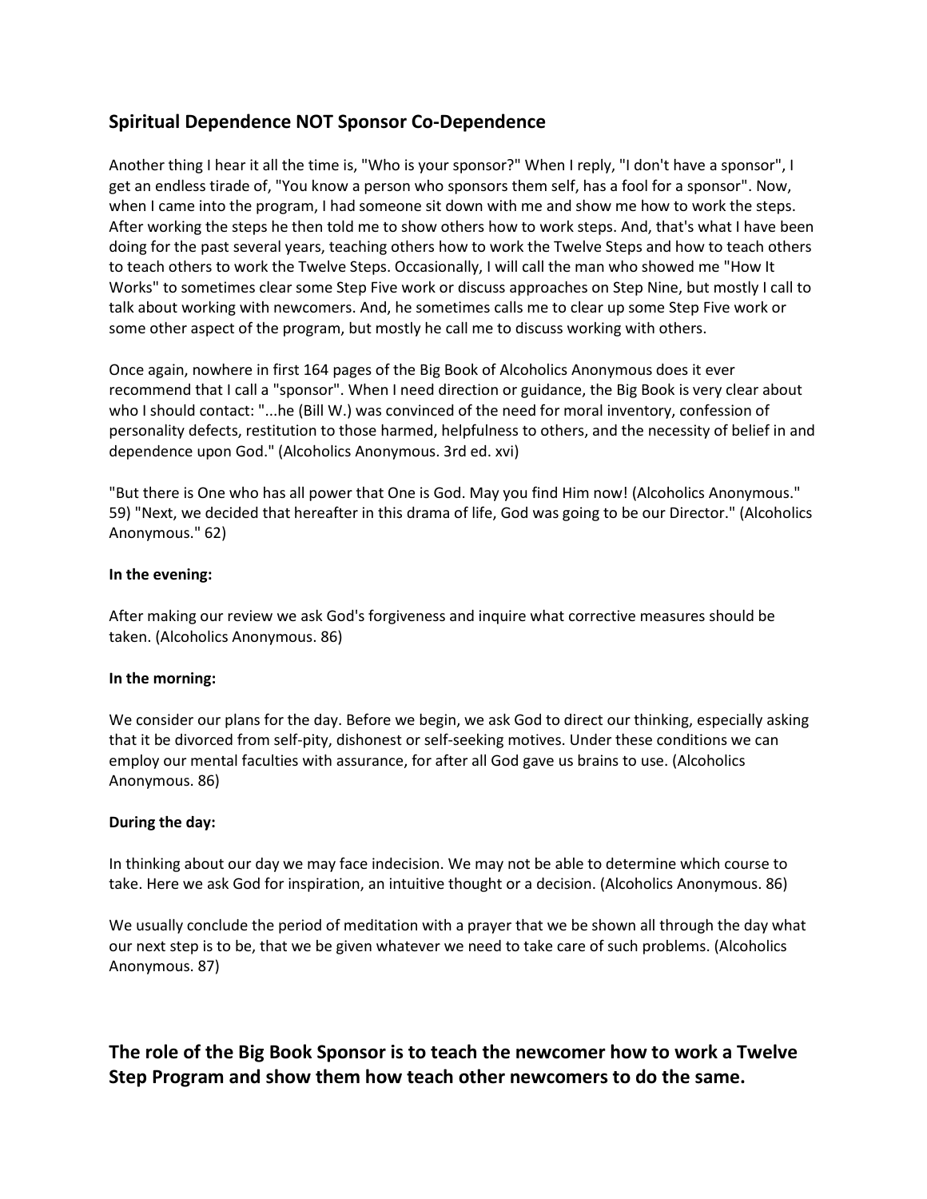## Spiritual Dependence NOT Sponsor Co-Dependence

Another thing I hear it all the time is, "Who is your sponsor?" When I reply, "I don't have a sponsor", I get an endless tirade of, "You know a person who sponsors them self, has a fool for a sponsor". Now, when I came into the program, I had someone sit down with me and show me how to work the steps. After working the steps he then told me to show others how to work steps. And, that's what I have been doing for the past several years, teaching others how to work the Twelve Steps and how to teach others to teach others to work the Twelve Steps. Occasionally, I will call the man who showed me "How It Works" to sometimes clear some Step Five work or discuss approaches on Step Nine, but mostly I call to talk about working with newcomers. And, he sometimes calls me to clear up some Step Five work or some other aspect of the program, but mostly he call me to discuss working with others.

Once again, nowhere in first 164 pages of the Big Book of Alcoholics Anonymous does it ever recommend that I call a "sponsor". When I need direction or guidance, the Big Book is very clear about who I should contact: "...he (Bill W.) was convinced of the need for moral inventory, confession of personality defects, restitution to those harmed, helpfulness to others, and the necessity of belief in and dependence upon God." (Alcoholics Anonymous. 3rd ed. xvi)

"But there is One who has all power that One is God. May you find Him now! (Alcoholics Anonymous." 59) "Next, we decided that hereafter in this drama of life, God was going to be our Director." (Alcoholics Anonymous." 62)

**In the evening:**

After making our review we ask God's forgiveness and inquire what corrective measures should be taken. (Alcoholics Anonymous. 86)

**In the morning:**

We consider our plans for the day. Before we begin, we ask God to direct our thinking, especially asking that it be divorced from self-pity, dishonest or self-seeking motives. Under these conditions we can employ our mental faculties with assurance, for after all God gave us brains to use. (Alcoholics Anonymous. 86)

**During the day:**

In thinking about our day we may face indecision. We may not be able to determine which course to take. Here we ask God for inspiration, an intuitive thought or a decision. (Alcoholics Anonymous. 86)

We usually conclude the period of meditation with a prayer that we be shown all through the day what our next step is to be, that we be given whatever we need to take care of such problems. (Alcoholics Anonymous. 87)

## The role of the Big Book Sponsor is to teach the newcomer how to work a Twelve Step Program and show them how teach other newcomers to do the same.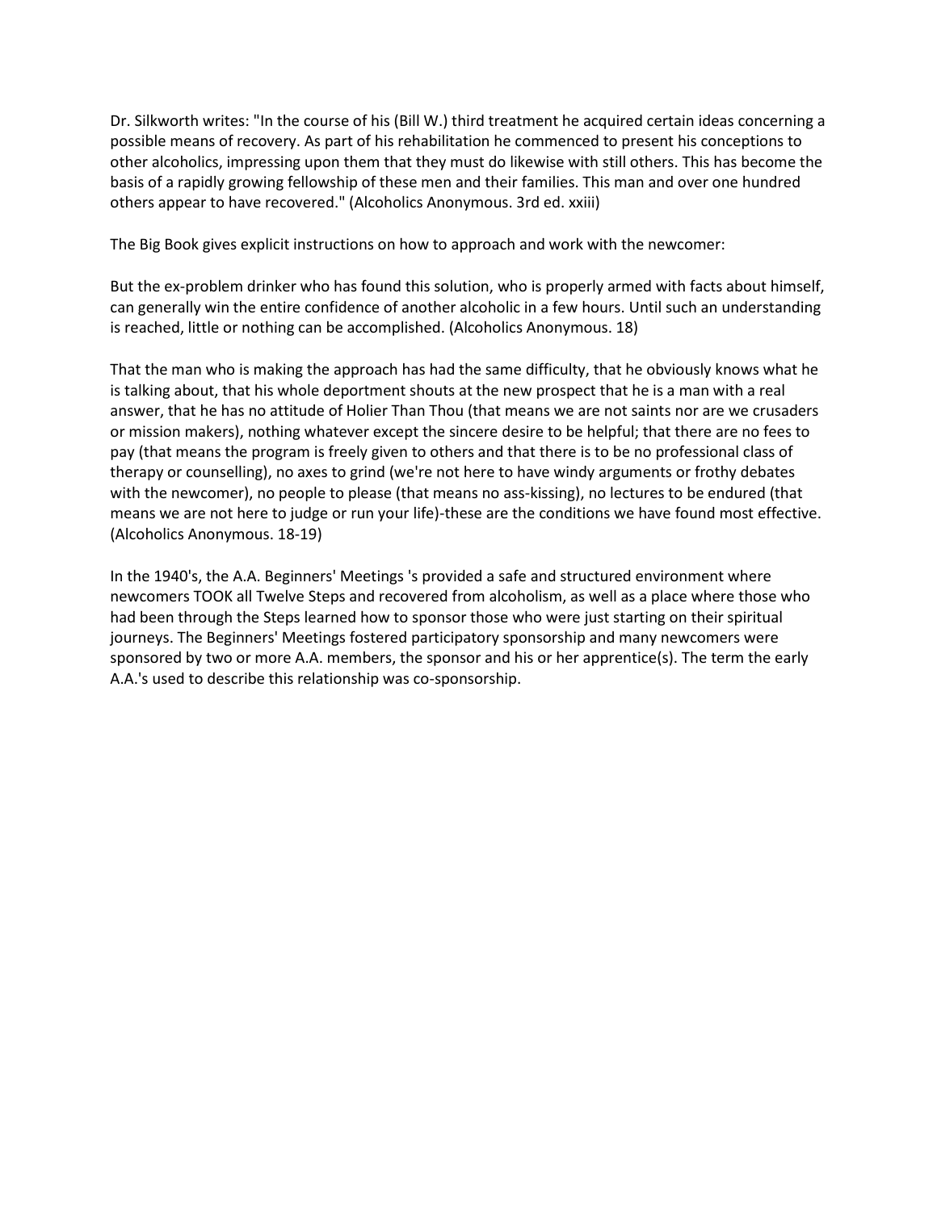Dr. Silkworth writes: "In the course of his (Bill W.) third treatment he acquired certain ideas concerning a possible means of recovery. As part of his rehabilitation he commenced to present his conceptions to other alcoholics, impressing upon them that they must do likewise with still others. This has become the basis of a rapidly growing fellowship of these men and their families. This man and over one hundred others appear to have recovered." (Alcoholics Anonymous. 3rd ed. xxiii)

The Big Book gives explicit instructions on how to approach and work with the newcomer:

But the ex-problem drinker who has found this solution, who is properly armed with facts about himself, can generally win the entire confidence of another alcoholic in a few hours. Until such an understanding is reached, little or nothing can be accomplished. (Alcoholics Anonymous. 18)

That the man who is making the approach has had the same difficulty, that he obviously knows what he is talking about, that his whole deportment shouts at the new prospect that he is a man with a real answer, that he has no attitude of Holier Than Thou (that means we are not saints nor are we crusaders or mission makers), nothing whatever except the sincere desire to be helpful; that there are no fees to pay (that means the program is freely given to others and that there is to be no professional class of therapy or counselling), no axes to grind (we're not here to have windy arguments or frothy debates with the newcomer), no people to please (that means no ass-kissing), no lectures to be endured (that means we are not here to judge or run your life)-these are the conditions we have found most effective. (Alcoholics Anonymous. 18-19)

In the 1940's, the A.A. Beginners' Meetings 's provided a safe and structured environment where newcomers TOOK all Twelve Steps and recovered from alcoholism, as well as a place where those who had been through the Steps learned how to sponsor those who were just starting on their spiritual journeys. The Beginners' Meetings fostered participatory sponsorship and many newcomers were sponsored by two or more A.A. members, the sponsor and his or her apprentice(s). The term the early A.A.'s used to describe this relationship was co-sponsorship.